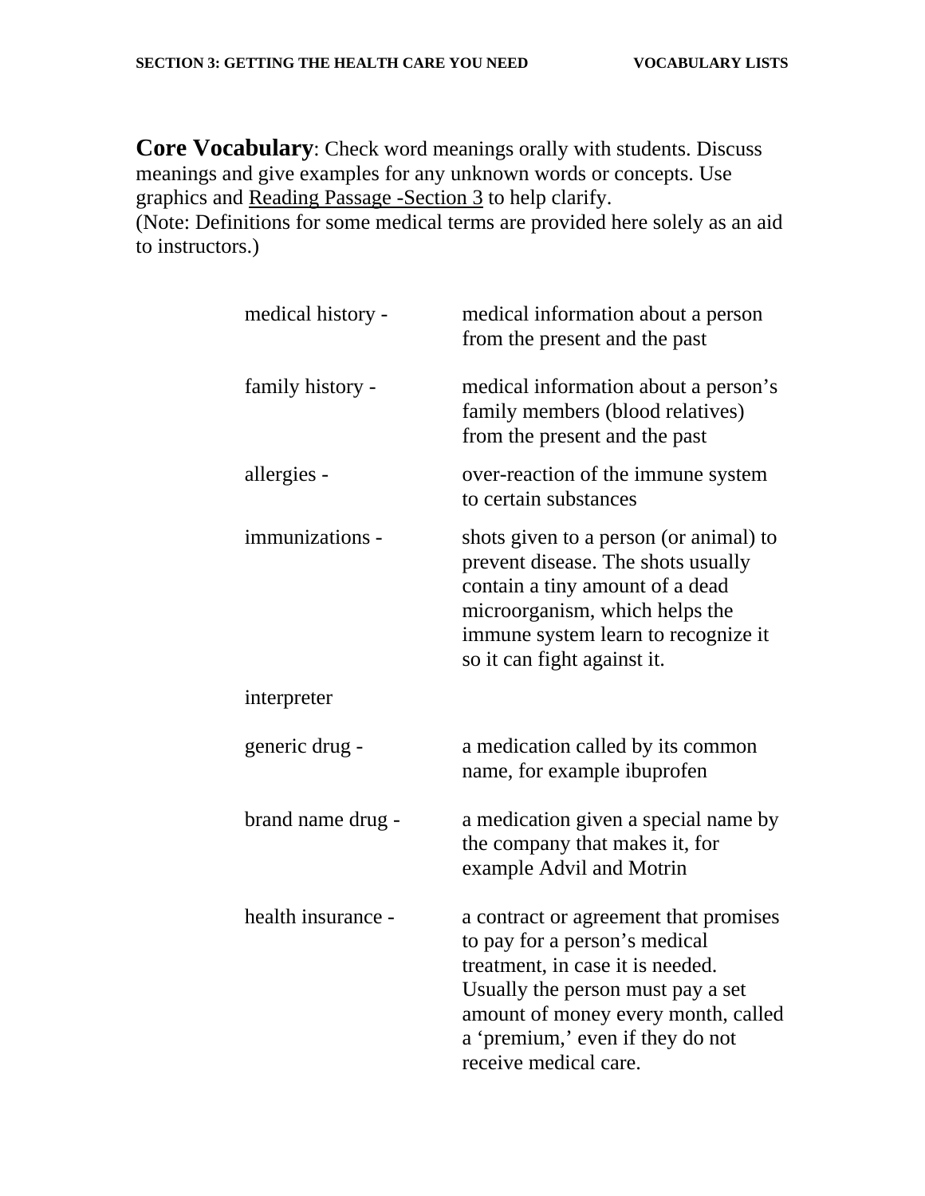**Core Vocabulary**: Check word meanings orally with students. Discuss meanings and give examples for any unknown words or concepts. Use graphics and Reading Passage -Section 3 to help clarify.
(Note: Definitions for some medical terms are provided here solely as an aid to instructors.)

| | |
|---|---|
| medical history - | medical information about a person from the present and the past |
| family history - | medical information about a person's family members (blood relatives) from the present and the past |
| allergies - | over-reaction of the immune system to certain substances |
| immunizations - | shots given to a person (or animal) to prevent disease. The shots usually contain a tiny amount of a dead microorganism, which helps the immune system learn to recognize it so it can fight against it. |
| interpreter | |
| generic drug - | a medication called by its common name, for example ibuprofen |
| brand name drug - | a medication given a special name by the company that makes it, for example Advil and Motrin |
| health insurance - | a contract or agreement that promises to pay for a person's medical treatment, in case it is needed. Usually the person must pay a set amount of money every month, called a 'premium,' even if they do not receive medical care. |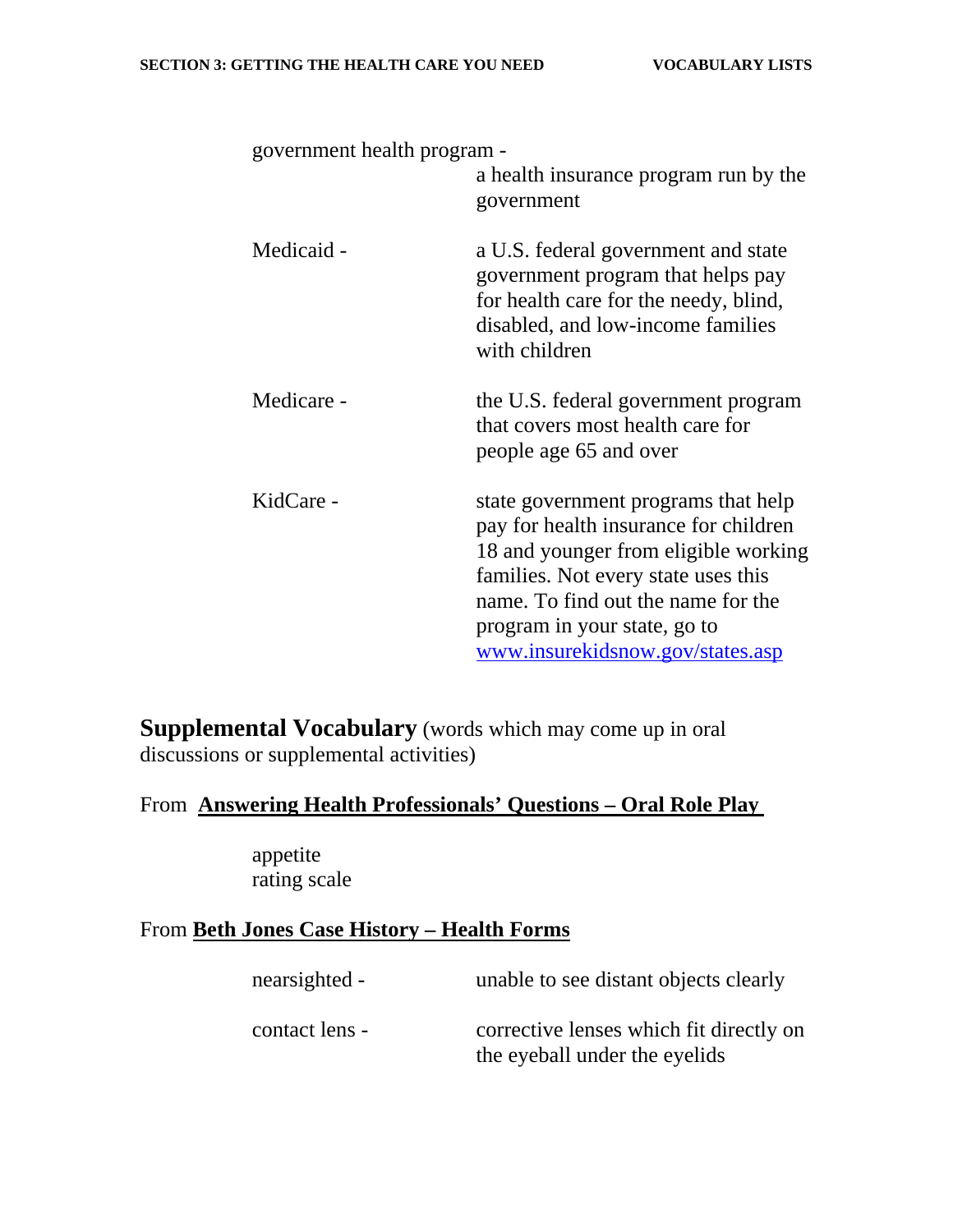government health program - a health insurance program run by the government

Medicaid - a U.S. federal government and state government program that helps pay for health care for the needy, blind, disabled, and low-income families with children

Medicare - the U.S. federal government program that covers most health care for people age 65 and over

KidCare - state government programs that help pay for health insurance for children 18 and younger from eligible working families. Not every state uses this name. To find out the name for the program in your state, go to www.insurekidsnow.gov/states.asp

## Supplemental Vocabulary (words which may come up in oral discussions or supplemental activities)

### From **Answering Health Professionals' Questions – Oral Role Play**

appetite
rating scale

### From **Beth Jones Case History – Health Forms**

nearsighted - unable to see distant objects clearly

contact lens - corrective lenses which fit directly on the eyeball under the eyelids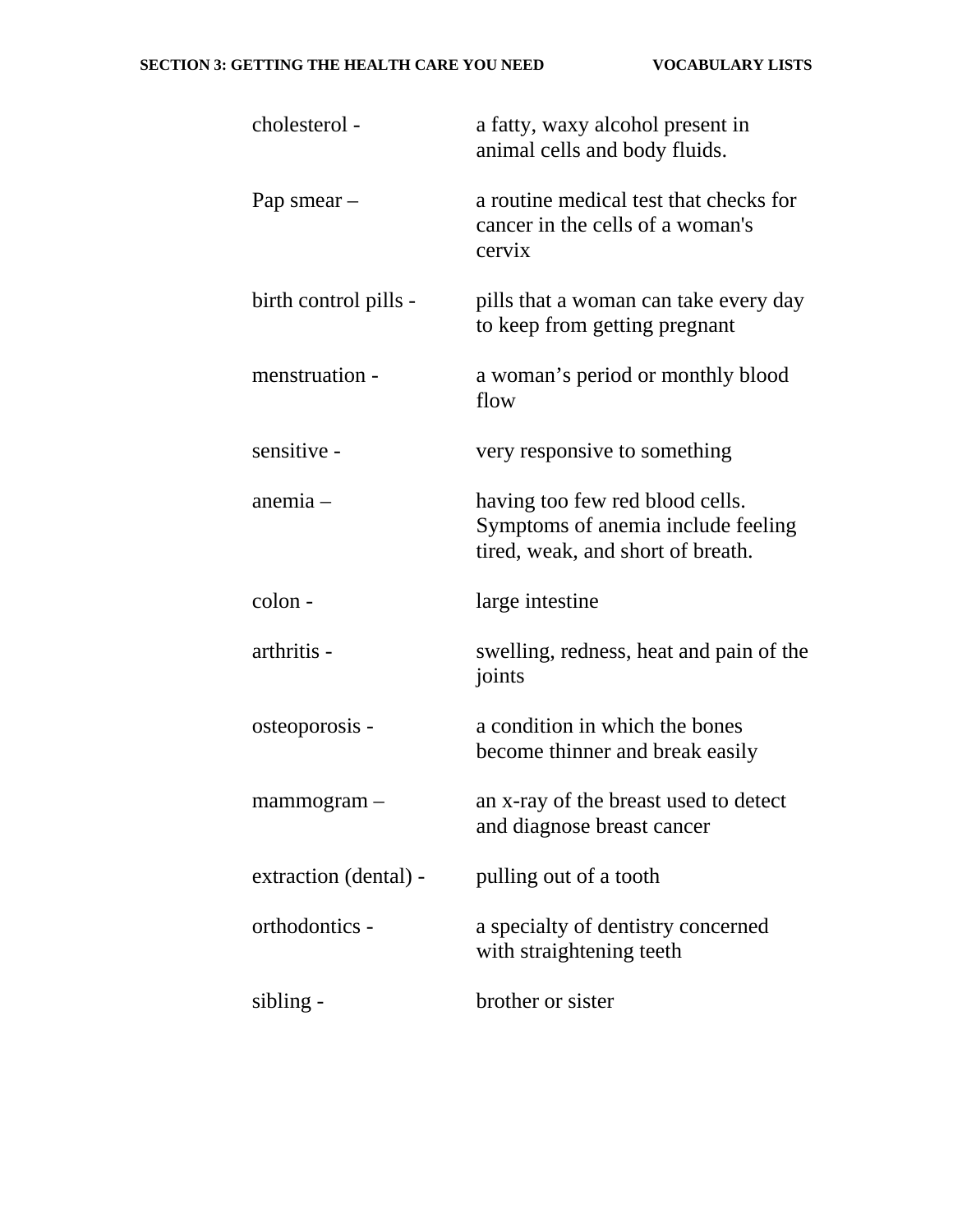cholesterol - a fatty, waxy alcohol present in animal cells and body fluids.

Pap smear – a routine medical test that checks for cancer in the cells of a woman's cervix

birth control pills - pills that a woman can take every day to keep from getting pregnant

menstruation - a woman's period or monthly blood flow

sensitive - very responsive to something

anemia – having too few red blood cells. Symptoms of anemia include feeling tired, weak, and short of breath.

colon - large intestine

arthritis - swelling, redness, heat and pain of the joints

osteoporosis - a condition in which the bones become thinner and break easily

mammogram – an x-ray of the breast used to detect and diagnose breast cancer

extraction (dental) - pulling out of a tooth

orthodontics - a specialty of dentistry concerned with straightening teeth

sibling - brother or sister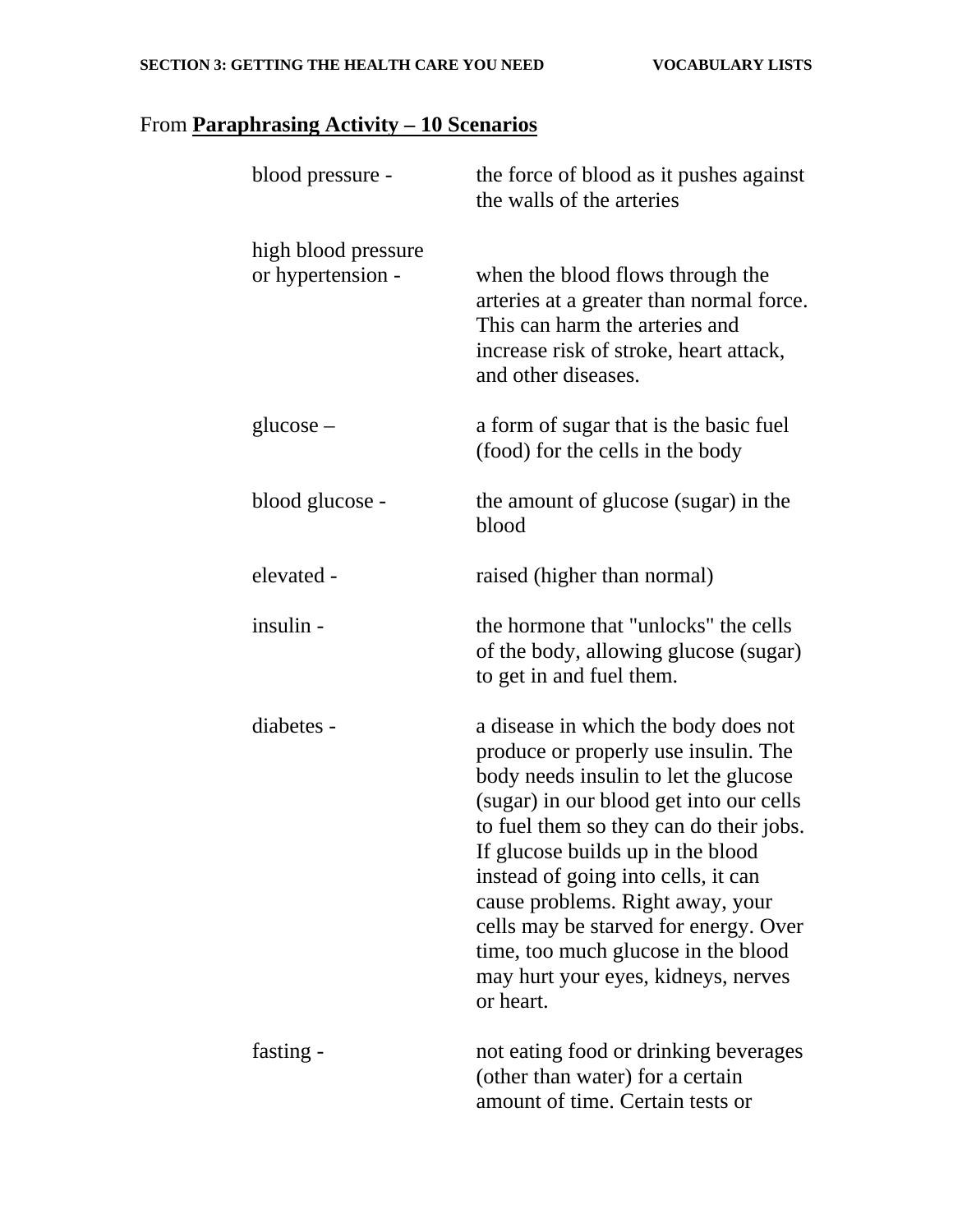From **Paraphrasing Activity – 10 Scenarios**

blood pressure - the force of blood as it pushes against the walls of the arteries

high blood pressure or hypertension - when the blood flows through the arteries at a greater than normal force. This can harm the arteries and increase risk of stroke, heart attack, and other diseases.

glucose – a form of sugar that is the basic fuel (food) for the cells in the body

blood glucose - the amount of glucose (sugar) in the blood

elevated - raised (higher than normal)

insulin - the hormone that "unlocks" the cells of the body, allowing glucose (sugar) to get in and fuel them.

diabetes - a disease in which the body does not produce or properly use insulin. The body needs insulin to let the glucose (sugar) in our blood get into our cells to fuel them so they can do their jobs. If glucose builds up in the blood instead of going into cells, it can cause problems. Right away, your cells may be starved for energy. Over time, too much glucose in the blood may hurt your eyes, kidneys, nerves or heart.

fasting - not eating food or drinking beverages (other than water) for a certain amount of time. Certain tests or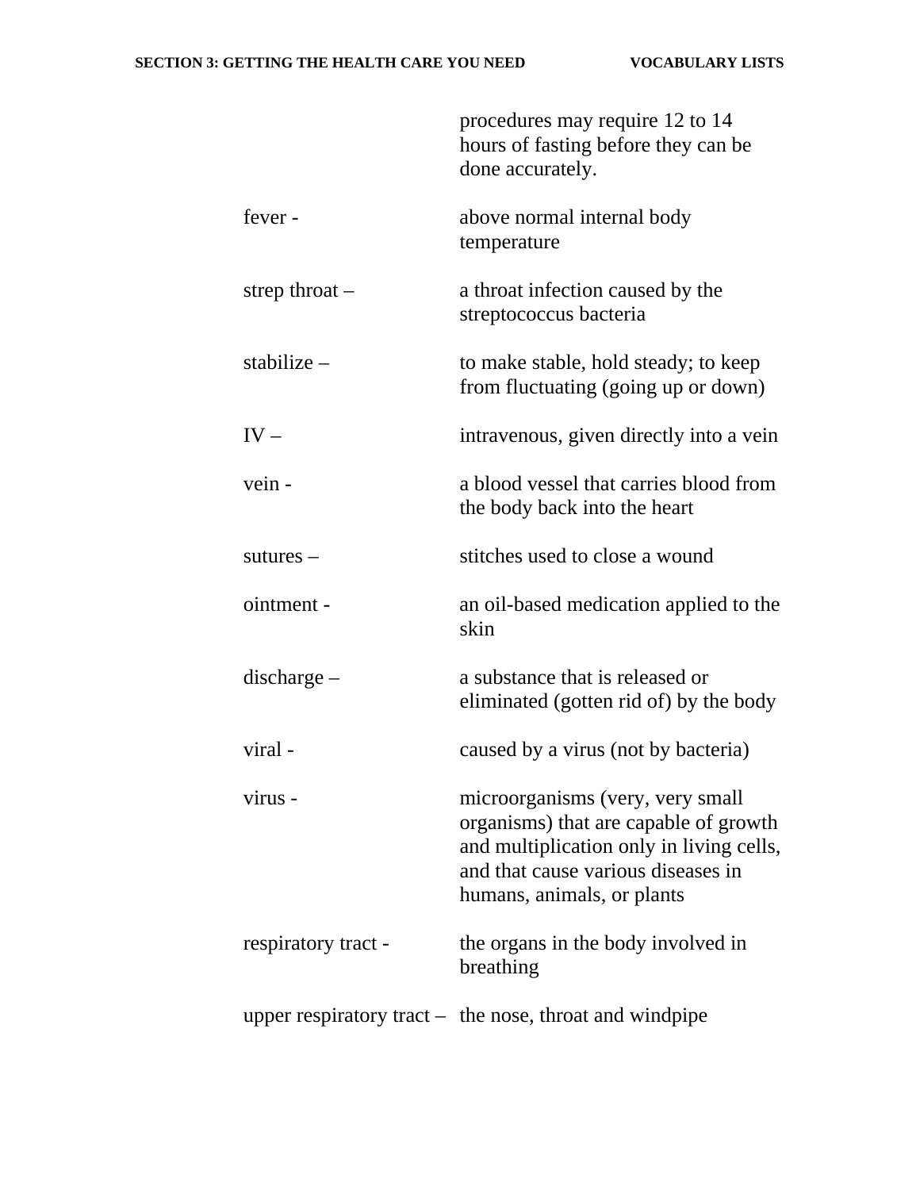procedures may require 12 to 14 hours of fasting before they can be done accurately.

fever - above normal internal body temperature

strep throat – a throat infection caused by the streptococcus bacteria

stabilize – to make stable, hold steady; to keep from fluctuating (going up or down)

IV – intravenous, given directly into a vein

vein - a blood vessel that carries blood from the body back into the heart

sutures – stitches used to close a wound

ointment - an oil-based medication applied to the skin

discharge – a substance that is released or eliminated (gotten rid of) by the body

viral - caused by a virus (not by bacteria)

virus - microorganisms (very, very small organisms) that are capable of growth and multiplication only in living cells, and that cause various diseases in humans, animals, or plants

respiratory tract - the organs in the body involved in breathing

upper respiratory tract – the nose, throat and windpipe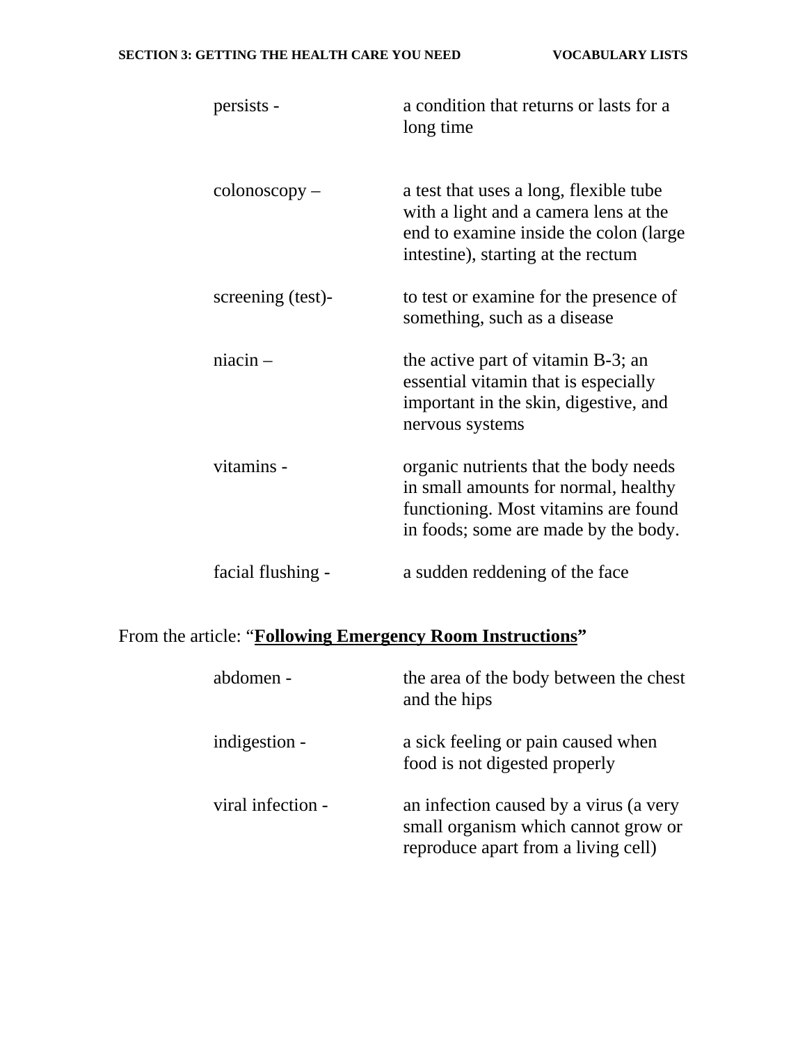persists - a condition that returns or lasts for a long time

colonoscopy – a test that uses a long, flexible tube with a light and a camera lens at the end to examine inside the colon (large intestine), starting at the rectum

screening (test)- to test or examine for the presence of something, such as a disease

niacin – the active part of vitamin B-3; an essential vitamin that is especially important in the skin, digestive, and nervous systems

vitamins - organic nutrients that the body needs in small amounts for normal, healthy functioning. Most vitamins are found in foods; some are made by the body.

facial flushing - a sudden reddening of the face

From the article: "**Following Emergency Room Instructions**"

abdomen - the area of the body between the chest and the hips

indigestion - a sick feeling or pain caused when food is not digested properly

viral infection - an infection caused by a virus (a very small organism which cannot grow or reproduce apart from a living cell)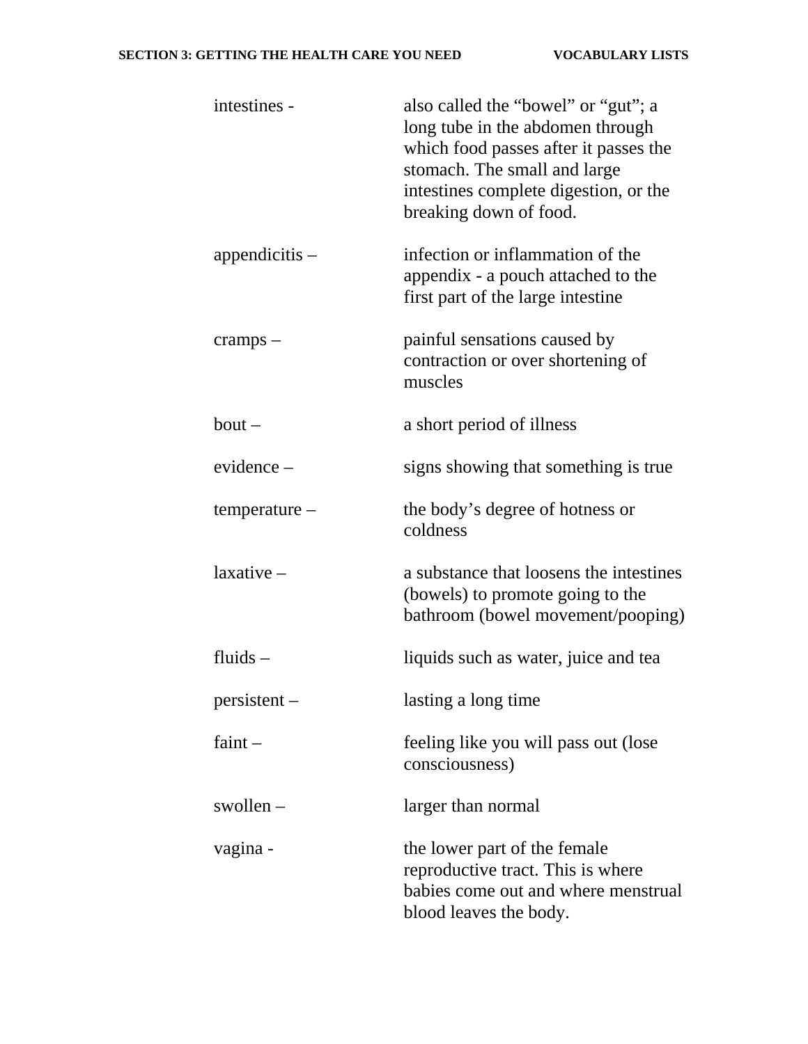| | |
|---|---|
| intestines - | also called the “bowel” or “gut”; a long tube in the abdomen through which food passes after it passes the stomach. The small and large intestines complete digestion, or the breaking down of food. |
| appendicitis – | infection or inflammation of the appendix - a pouch attached to the first part of the large intestine |
| cramps – | painful sensations caused by contraction or over shortening of muscles |
| bout – | a short period of illness |
| evidence – | signs showing that something is true |
| temperature – | the body’s degree of hotness or coldness |
| laxative – | a substance that loosens the intestines (bowels) to promote going to the bathroom (bowel movement/pooping) |
| fluids – | liquids such as water, juice and tea |
| persistent – | lasting a long time |
| faint – | feeling like you will pass out (lose consciousness) |
| swollen – | larger than normal |
| vagina - | the lower part of the female reproductive tract. This is where babies come out and where menstrual blood leaves the body. |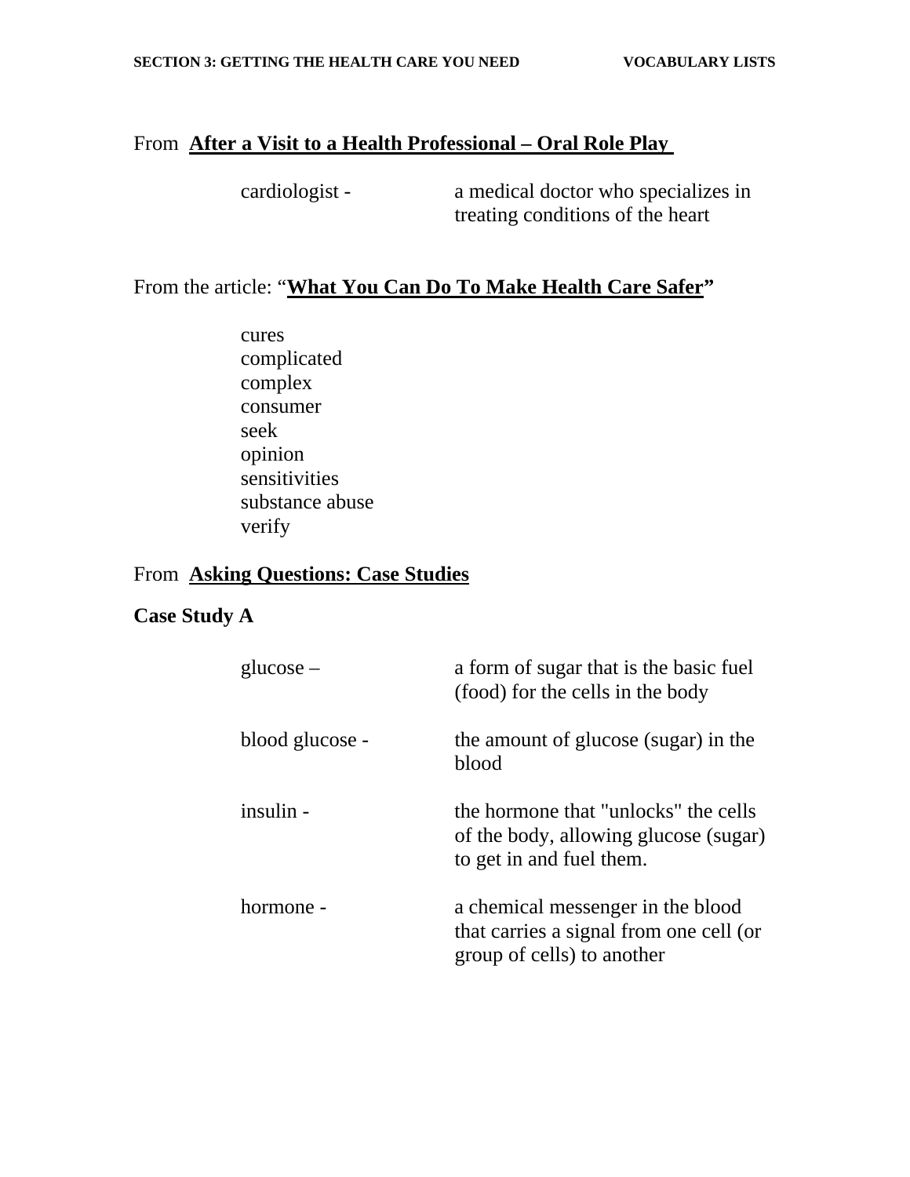From **<u>After a Visit to a Health Professional – Oral Role Play</u>**

cardiologist - a medical doctor who specializes in treating conditions of the heart

From the article: "**<u>What You Can Do To Make Health Care Safer</u>**"

- cures
- complicated
- complex
- consumer
- seek
- opinion
- sensitivities
- substance abuse
- verify

From **<u>Asking Questions: Case Studies</u>**

**Case Study A**

glucose – a form of sugar that is the basic fuel (food) for the cells in the body

blood glucose - the amount of glucose (sugar) in the blood

insulin - the hormone that "unlocks" the cells of the body, allowing glucose (sugar) to get in and fuel them.

hormone - a chemical messenger in the blood that carries a signal from one cell (or group of cells) to another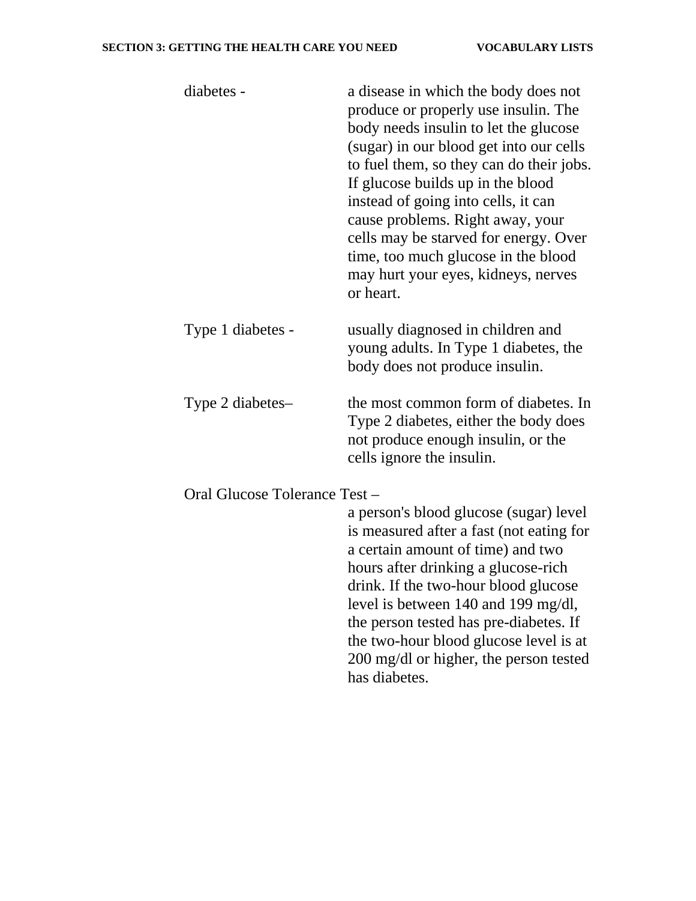diabetes - a disease in which the body does not produce or properly use insulin. The body needs insulin to let the glucose (sugar) in our blood get into our cells to fuel them, so they can do their jobs. If glucose builds up in the blood instead of going into cells, it can cause problems. Right away, your cells may be starved for energy. Over time, too much glucose in the blood may hurt your eyes, kidneys, nerves or heart.

Type 1 diabetes - usually diagnosed in children and young adults. In Type 1 diabetes, the body does not produce insulin.

Type 2 diabetes– the most common form of diabetes. In Type 2 diabetes, either the body does not produce enough insulin, or the cells ignore the insulin.

Oral Glucose Tolerance Test – a person's blood glucose (sugar) level is measured after a fast (not eating for a certain amount of time) and two hours after drinking a glucose-rich drink. If the two-hour blood glucose level is between 140 and 199 mg/dl, the person tested has pre-diabetes. If the two-hour blood glucose level is at 200 mg/dl or higher, the person tested has diabetes.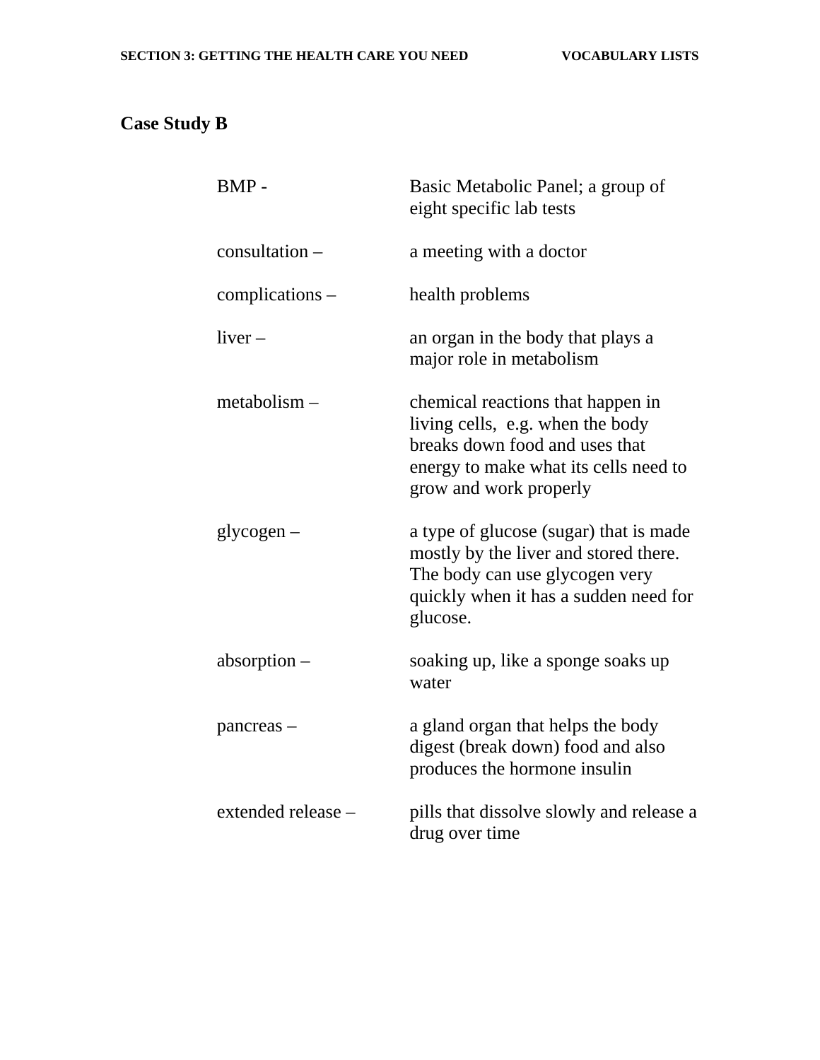## Case Study B

| | |
|---|---|
| BMP - | Basic Metabolic Panel; a group of eight specific lab tests |
| consultation – | a meeting with a doctor |
| complications – | health problems |
| liver – | an organ in the body that plays a major role in metabolism |
| metabolism – | chemical reactions that happen in living cells, e.g. when the body breaks down food and uses that energy to make what its cells need to grow and work properly |
| glycogen – | a type of glucose (sugar) that is made mostly by the liver and stored there. The body can use glycogen very quickly when it has a sudden need for glucose. |
| absorption – | soaking up, like a sponge soaks up water |
| pancreas – | a gland organ that helps the body digest (break down) food and also produces the hormone insulin |
| extended release – | pills that dissolve slowly and release a drug over time |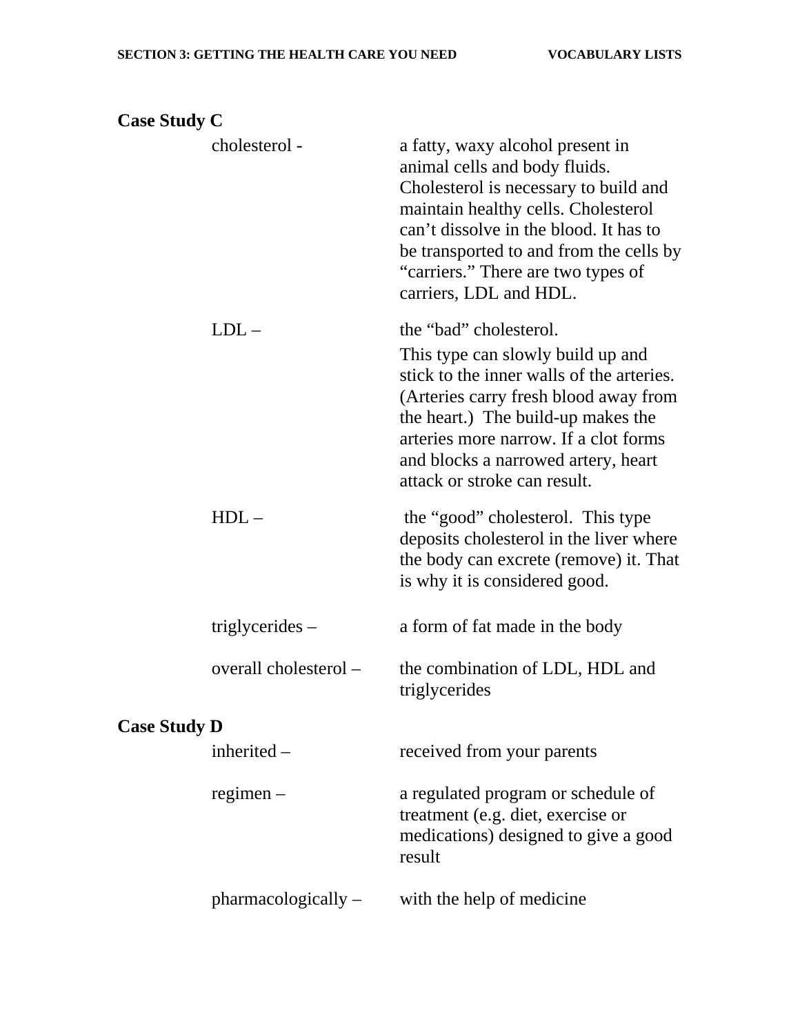## Case Study C

| | |
|---|---|
| cholesterol - | a fatty, waxy alcohol present in animal cells and body fluids. Cholesterol is necessary to build and maintain healthy cells. Cholesterol can't dissolve in the blood. It has to be transported to and from the cells by "carriers." There are two types of carriers, LDL and HDL. |
| LDL – | the "bad" cholesterol. This type can slowly build up and stick to the inner walls of the arteries. (Arteries carry fresh blood away from the heart.) The build-up makes the arteries more narrow. If a clot forms and blocks a narrowed artery, heart attack or stroke can result. |
| HDL – | the "good" cholesterol. This type deposits cholesterol in the liver where the body can excrete (remove) it. That is why it is considered good. |
| triglycerides – | a form of fat made in the body |
| overall cholesterol – | the combination of LDL, HDL and triglycerides |

## Case Study D

| | |
|---|---|
| inherited – | received from your parents |
| regimen – | a regulated program or schedule of treatment (e.g. diet, exercise or medications) designed to give a good result |
| pharmacologically – | with the help of medicine |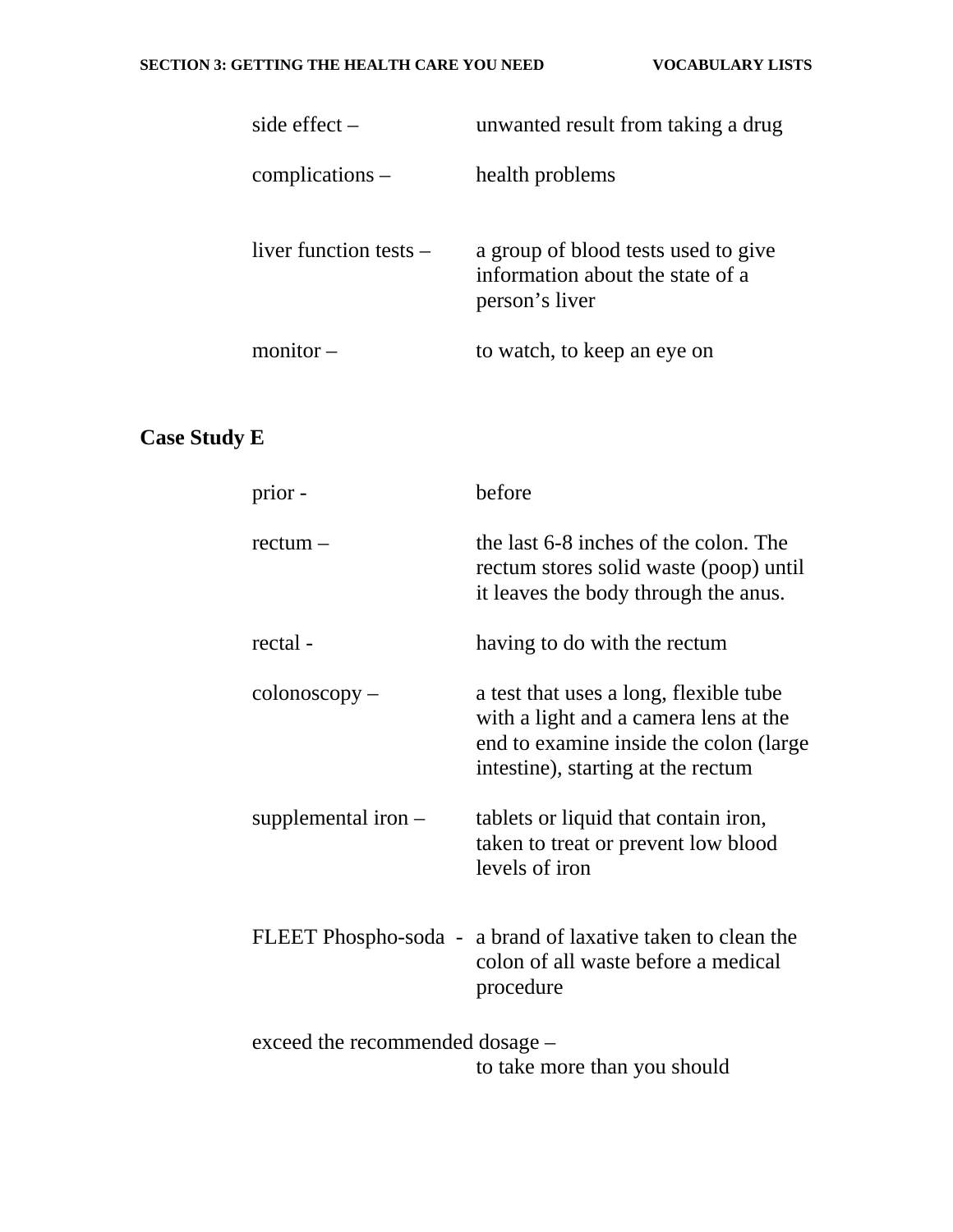side effect – unwanted result from taking a drug

complications – health problems

liver function tests – a group of blood tests used to give information about the state of a person's liver

monitor – to watch, to keep an eye on

## Case Study E

prior - before

rectum – the last 6-8 inches of the colon. The rectum stores solid waste (poop) until it leaves the body through the anus.

rectal - having to do with the rectum

colonoscopy – a test that uses a long, flexible tube with a light and a camera lens at the end to examine inside the colon (large intestine), starting at the rectum

supplemental iron – tablets or liquid that contain iron, taken to treat or prevent low blood levels of iron

FLEET Phospho-soda - a brand of laxative taken to clean the colon of all waste before a medical procedure

exceed the recommended dosage – to take more than you should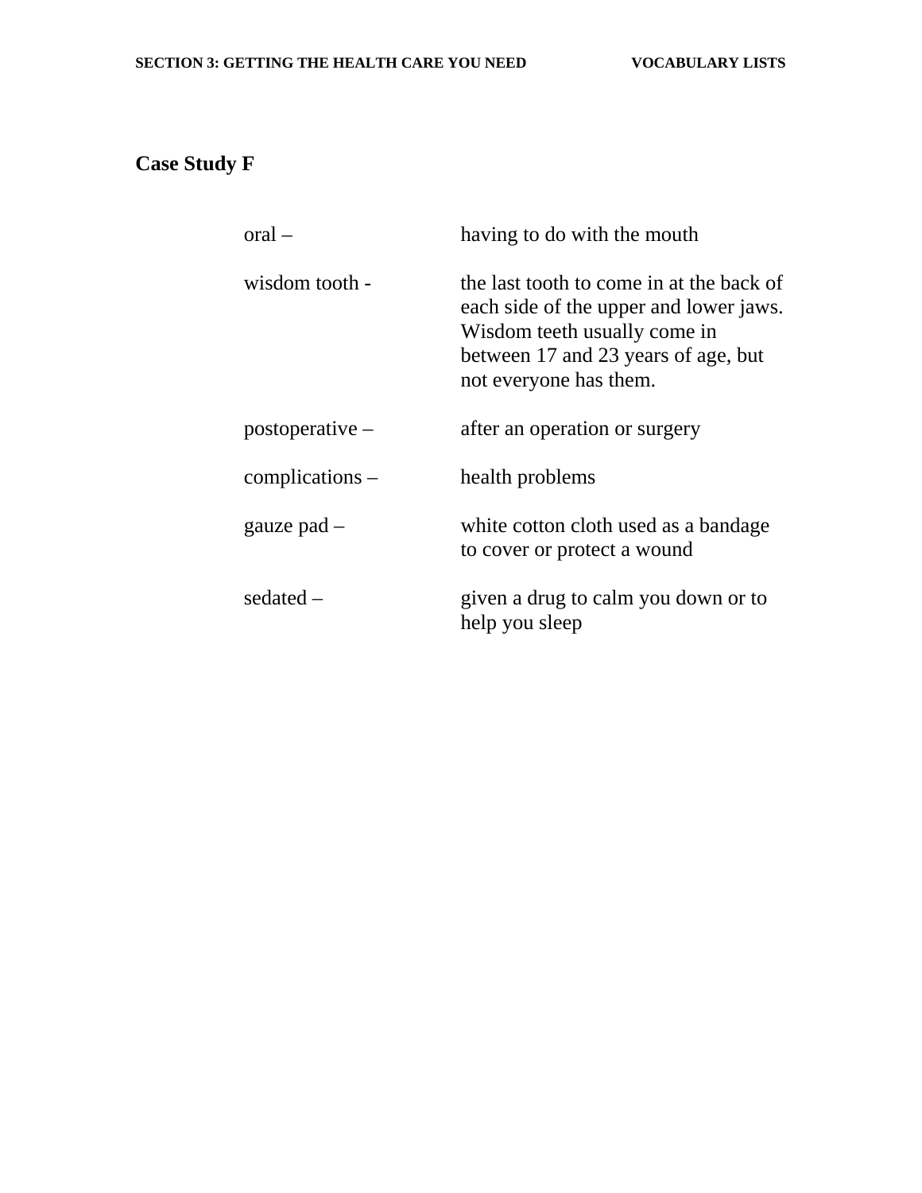## Case Study F

| | |
|---|---|
| oral – | having to do with the mouth |
| wisdom tooth - | the last tooth to come in at the back of each side of the upper and lower jaws. Wisdom teeth usually come in between 17 and 23 years of age, but not everyone has them. |
| postoperative – | after an operation or surgery |
| complications – | health problems |
| gauze pad – | white cotton cloth used as a bandage to cover or protect a wound |
| sedated – | given a drug to calm you down or to help you sleep |